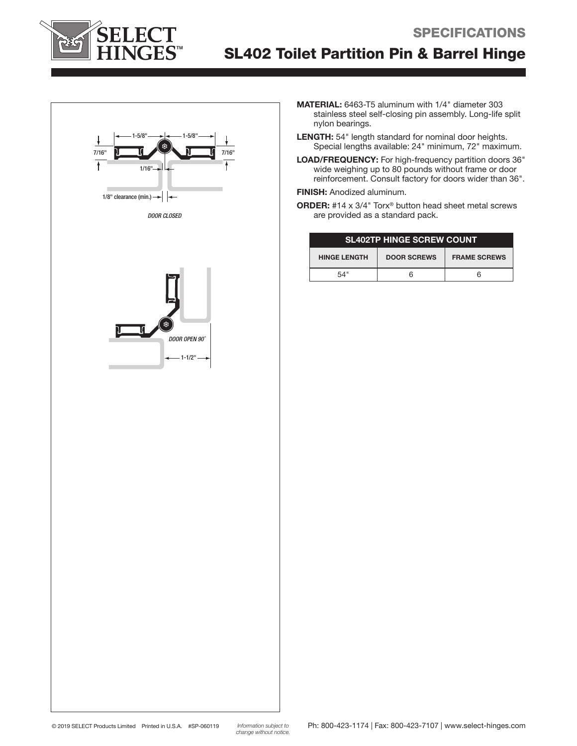# SPECIFICATIONS

## SL402 Toilet Partition Pin & Barrel Hinge

1-5/8" 1-5/8"

7/16" 7/16"

1/16"

1/8" clearance (min.)

*DOOR CLOSED*

*DOOR OPEN 90˚*

1-1/2"

**MATERIAL:** 6463-T5 aluminum with 1/4" diameter 303 stainless steel self-closing pin assembly. Long-life split nylon bearings.

**LENGTH:** 54" length standard for nominal door heights. Special lengths available: 24" minimum, 72" maximum.

**LOAD/FREQUENCY:** For high-frequency partition doors 36" wide weighing up to 80 pounds without frame or door reinforcement. Consult factory for doors wider than 36".

**FINISH:** Anodized aluminum.

**ORDER:** #14 x 3/4" Torx® button head sheet metal screws are provided as a standard pack.

| SL402TP HINGE SCREW COUNT | | |
|---|---|---|
| HINGE LENGTH | DOOR SCREWS | FRAME SCREWS |
| 54" | 6 | 6 |

© 2019 SELECT Products Limited Printed in U.S.A. #SP-060119

*Information subject to change without notice.*

Ph: 800-423-1174 | Fax: 800-423-7107 | www.select-hinges.com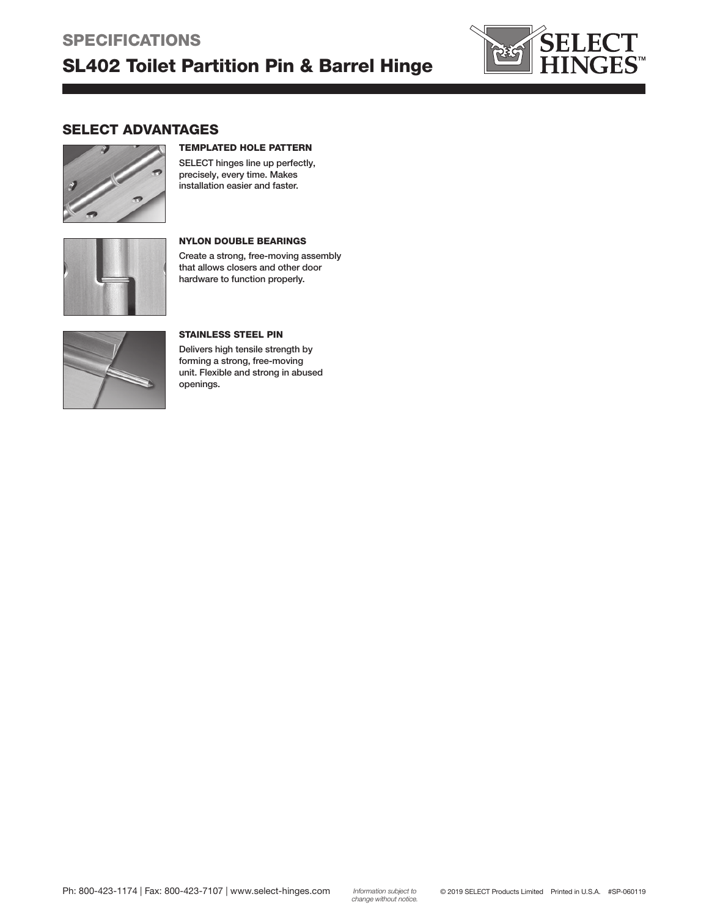# SPECIFICATIONS

## SL402 Toilet Partition Pin & Barrel Hinge

## SELECT ADVANTAGES

### TEMPLATED HOLE PATTERN

SELECT hinges line up perfectly, precisely, every time. Makes installation easier and faster.

### NYLON DOUBLE BEARINGS

Create a strong, free-moving assembly that allows closers and other door hardware to function properly.

### STAINLESS STEEL PIN

Delivers high tensile strength by forming a strong, free-moving unit. Flexible and strong in abused openings.

Ph: 800-423-1174 | Fax: 800-423-7107 | www.select-hinges.com

*Information subject to change without notice.*

© 2019 SELECT Products Limited Printed in U.S.A. #SP-060119